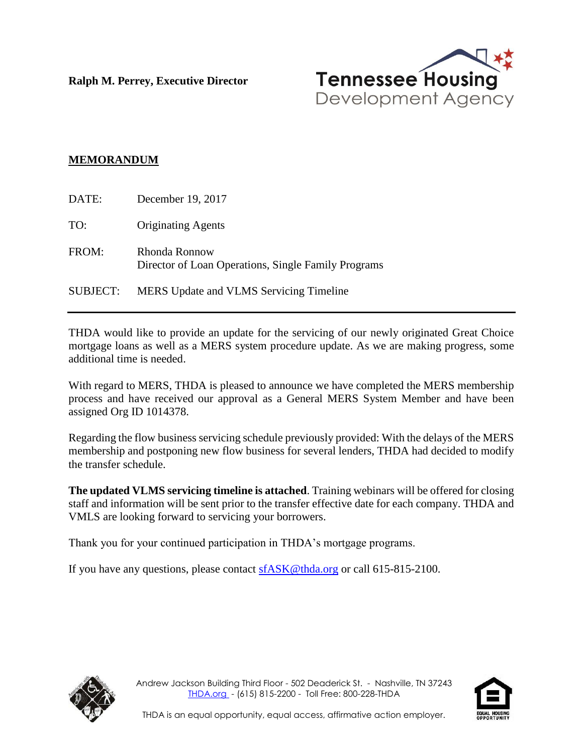**Ralph M. Perrey, Executive Director**

Tennessee Housing Development Agency

**MEMORANDUM**

| | |
|---|---|
| DATE: | December 19, 2017 |
| TO: | Originating Agents |
| FROM: | Rhonda Ronnow<br>Director of Loan Operations, Single Family Programs |
| SUBJECT: | MERS Update and VLMS Servicing Timeline |

---

THDA would like to provide an update for the servicing of our newly originated Great Choice mortgage loans as well as a MERS system procedure update. As we are making progress, some additional time is needed.

With regard to MERS, THDA is pleased to announce we have completed the MERS membership process and have received our approval as a General MERS System Member and have been assigned Org ID 1014378.

Regarding the flow business servicing schedule previously provided: With the delays of the MERS membership and postponing new flow business for several lenders, THDA had decided to modify the transfer schedule.

**The updated VLMS servicing timeline is attached**. Training webinars will be offered for closing staff and information will be sent prior to the transfer effective date for each company. THDA and VMLS are looking forward to servicing your borrowers.

Thank you for your continued participation in THDA's mortgage programs.

If you have any questions, please contact sfASK@thda.org or call 615-815-2100.

Andrew Jackson Building Third Floor - 502 Deaderick St. - Nashville, TN 37243
THDA.org - (615) 815-2200 - Toll Free: 800-228-THDA

THDA is an equal opportunity, equal access, affirmative action employer.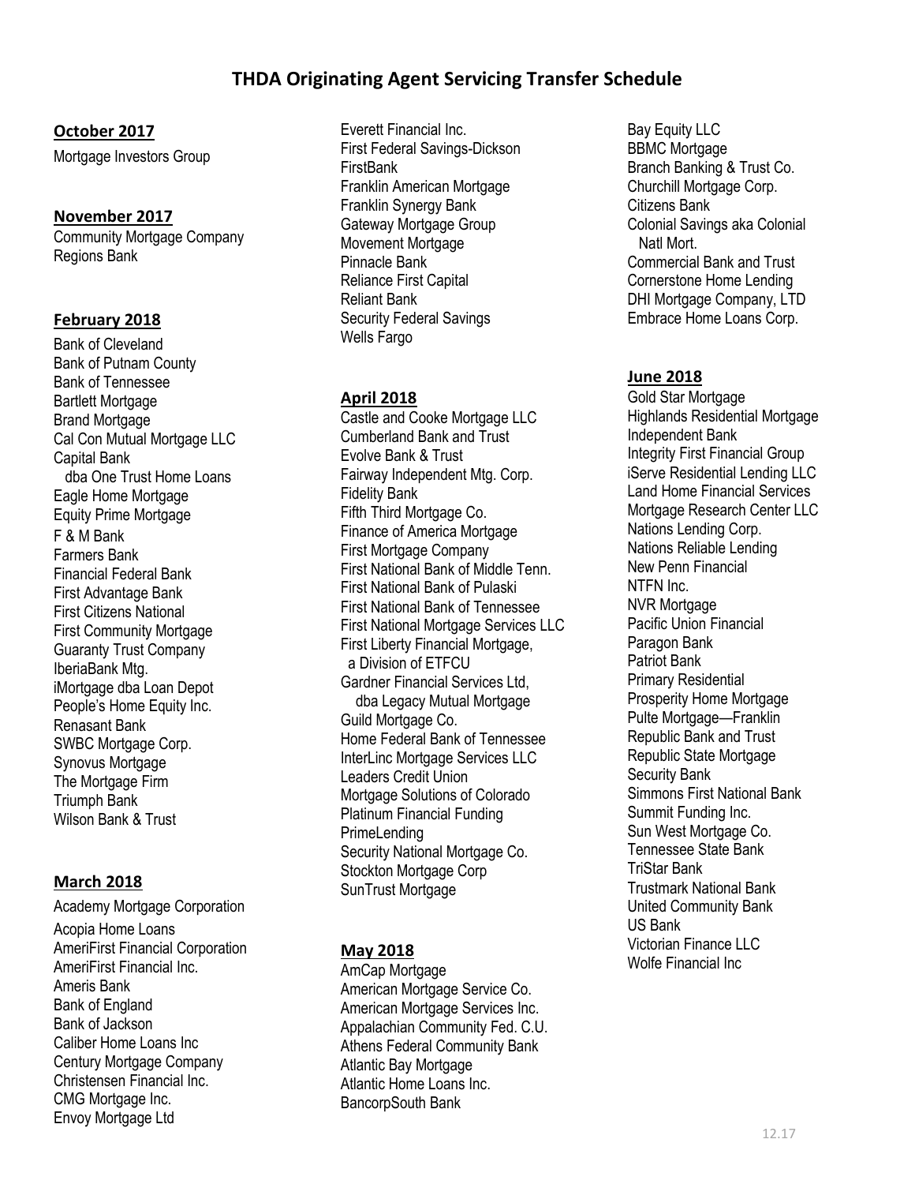# THDA Originating Agent Servicing Transfer Schedule

## October 2017

Mortgage Investors Group

## November 2017

Community Mortgage Company
Regions Bank

## February 2018

Bank of Cleveland
Bank of Putnam County
Bank of Tennessee
Bartlett Mortgage
Brand Mortgage
Cal Con Mutual Mortgage LLC
Capital Bank
  dba One Trust Home Loans
Eagle Home Mortgage
Equity Prime Mortgage
F & M Bank
Farmers Bank
Financial Federal Bank
First Advantage Bank
First Citizens National
First Community Mortgage
Guaranty Trust Company
IberiaBank Mtg.
iMortgage dba Loan Depot
People's Home Equity Inc.
Renasant Bank
SWBC Mortgage Corp.
Synovus Mortgage
The Mortgage Firm
Triumph Bank
Wilson Bank & Trust

## March 2018

Academy Mortgage Corporation
Acopia Home Loans
AmeriFirst Financial Corporation
AmeriFirst Financial Inc.
Ameris Bank
Bank of England
Bank of Jackson
Caliber Home Loans Inc
Century Mortgage Company
Christensen Financial Inc.
CMG Mortgage Inc.
Envoy Mortgage Ltd
Everett Financial Inc.
First Federal Savings-Dickson
FirstBank
Franklin American Mortgage
Franklin Synergy Bank
Gateway Mortgage Group
Movement Mortgage
Pinnacle Bank
Reliance First Capital
Reliant Bank
Security Federal Savings
Wells Fargo

## April 2018

Castle and Cooke Mortgage LLC
Cumberland Bank and Trust
Evolve Bank & Trust
Fairway Independent Mtg. Corp.
Fidelity Bank
Fifth Third Mortgage Co.
Finance of America Mortgage
First Mortgage Company
First National Bank of Middle Tenn.
First National Bank of Pulaski
First National Bank of Tennessee
First National Mortgage Services LLC
First Liberty Financial Mortgage,
  a Division of ETFCU
Gardner Financial Services Ltd,
  dba Legacy Mutual Mortgage
Guild Mortgage Co.
Home Federal Bank of Tennessee
InterLinc Mortgage Services LLC
Leaders Credit Union
Mortgage Solutions of Colorado
Platinum Financial Funding
PrimeLending
Security National Mortgage Co.
Stockton Mortgage Corp
SunTrust Mortgage

## May 2018

AmCap Mortgage
American Mortgage Service Co.
American Mortgage Services Inc.
Appalachian Community Fed. C.U.
Athens Federal Community Bank
Atlantic Bay Mortgage
Atlantic Home Loans Inc.
BancorpSouth Bank
Bay Equity LLC
BBMC Mortgage
Branch Banking & Trust Co.
Churchill Mortgage Corp.
Citizens Bank
Colonial Savings aka Colonial
  Natl Mort.
Commercial Bank and Trust
Cornerstone Home Lending
DHI Mortgage Company, LTD
Embrace Home Loans Corp.

## June 2018

Gold Star Mortgage
Highlands Residential Mortgage
Independent Bank
Integrity First Financial Group
iServe Residential Lending LLC
Land Home Financial Services
Mortgage Research Center LLC
Nations Lending Corp.
Nations Reliable Lending
New Penn Financial
NTFN Inc.
NVR Mortgage
Pacific Union Financial
Paragon Bank
Patriot Bank
Primary Residential
Prosperity Home Mortgage
Pulte Mortgage—Franklin
Republic Bank and Trust
Republic State Mortgage
Security Bank
Simmons First National Bank
Summit Funding Inc.
Sun West Mortgage Co.
Tennessee State Bank
TriStar Bank
Trustmark National Bank
United Community Bank
US Bank
Victorian Finance LLC
Wolfe Financial Inc

12.17